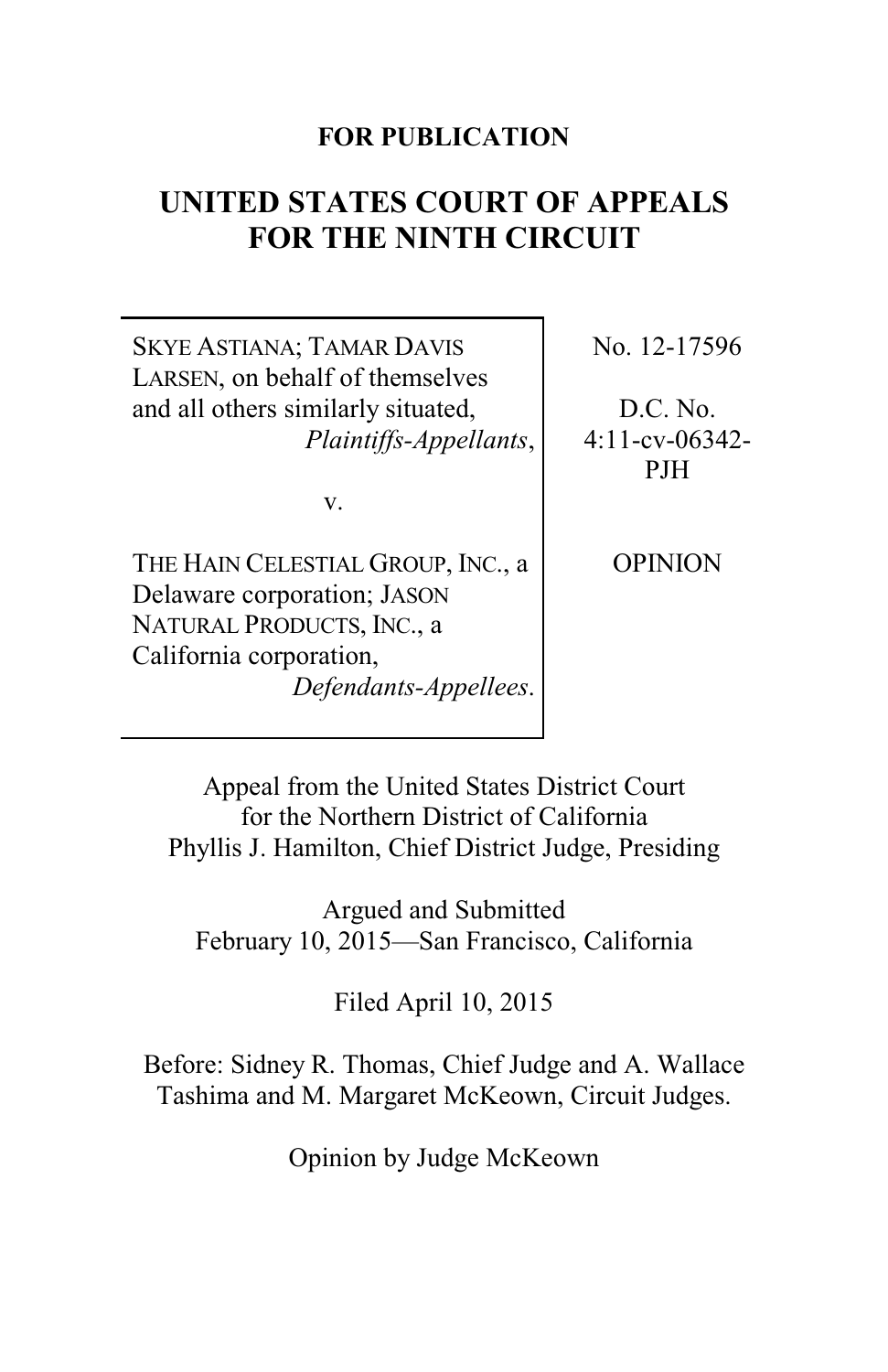**FOR PUBLICATION**

# UNITED STATES COURT OF APPEALS FOR THE NINTH CIRCUIT

| | |
|---|---|
| SKYE ASTIANA; TAMAR DAVIS LARSEN, on behalf of themselves and all others similarly situated, *Plaintiffs-Appellants*, | No. 12-17596 |
| v. | D.C. No. 4:11-cv-06342-PJH |
| THE HAIN CELESTIAL GROUP, INC., a Delaware corporation; JASON NATURAL PRODUCTS, INC., a California corporation, *Defendants-Appellees*. | OPINION |

Appeal from the United States District Court for the Northern District of California
Phyllis J. Hamilton, Chief District Judge, Presiding

Argued and Submitted
February 10, 2015—San Francisco, California

Filed April 10, 2015

Before: Sidney R. Thomas, Chief Judge and A. Wallace Tashima and M. Margaret McKeown, Circuit Judges.

Opinion by Judge McKeown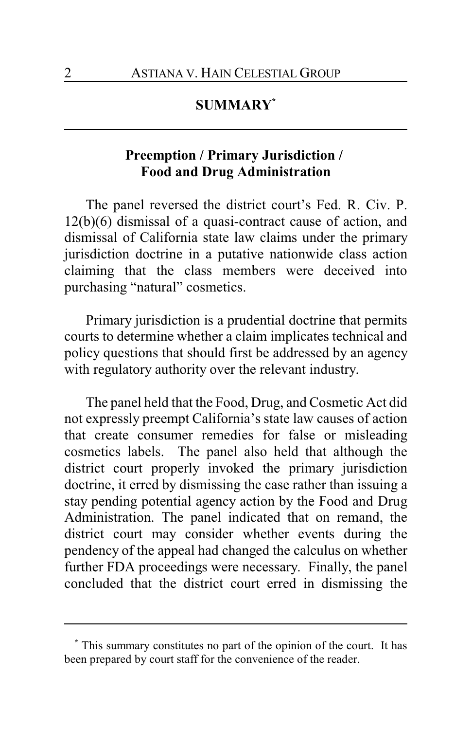## SUMMARY[*]

### Preemption / Primary Jurisdiction / Food and Drug Administration

The panel reversed the district court's Fed. R. Civ. P. 12(b)(6) dismissal of a quasi-contract cause of action, and dismissal of California state law claims under the primary jurisdiction doctrine in a putative nationwide class action claiming that the class members were deceived into purchasing "natural" cosmetics.

Primary jurisdiction is a prudential doctrine that permits courts to determine whether a claim implicates technical and policy questions that should first be addressed by an agency with regulatory authority over the relevant industry.

The panel held that the Food, Drug, and Cosmetic Act did not expressly preempt California's state law causes of action that create consumer remedies for false or misleading cosmetics labels. The panel also held that although the district court properly invoked the primary jurisdiction doctrine, it erred by dismissing the case rather than issuing a stay pending potential agency action by the Food and Drug Administration. The panel indicated that on remand, the district court may consider whether events during the pendency of the appeal had changed the calculus on whether further FDA proceedings were necessary. Finally, the panel concluded that the district court erred in dismissing the

---

[*] This summary constitutes no part of the opinion of the court. It has been prepared by court staff for the convenience of the reader.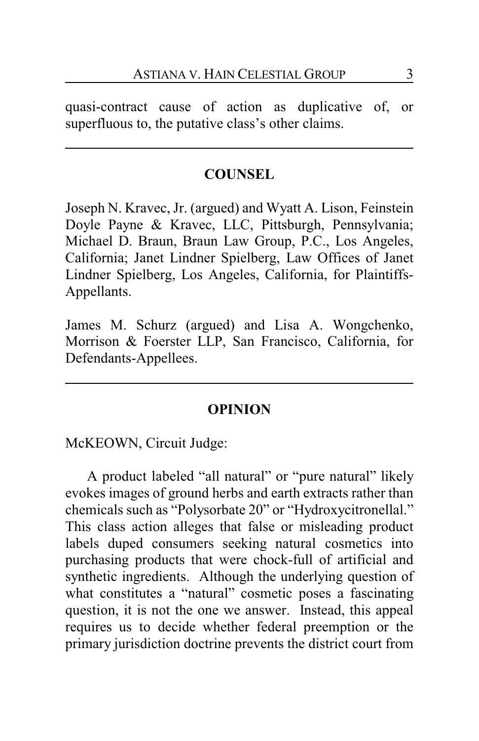quasi-contract cause of action as duplicative of, or superfluous to, the putative class's other claims.

---

## COUNSEL

Joseph N. Kravec, Jr. (argued) and Wyatt A. Lison, Feinstein Doyle Payne & Kravec, LLC, Pittsburgh, Pennsylvania; Michael D. Braun, Braun Law Group, P.C., Los Angeles, California; Janet Lindner Spielberg, Law Offices of Janet Lindner Spielberg, Los Angeles, California, for Plaintiffs-Appellants.

James M. Schurz (argued) and Lisa A. Wongchenko, Morrison & Foerster LLP, San Francisco, California, for Defendants-Appellees.

---

## OPINION

McKEOWN, Circuit Judge:

A product labeled "all natural" or "pure natural" likely evokes images of ground herbs and earth extracts rather than chemicals such as "Polysorbate 20" or "Hydroxycitronellal." This class action alleges that false or misleading product labels duped consumers seeking natural cosmetics into purchasing products that were chock-full of artificial and synthetic ingredients. Although the underlying question of what constitutes a "natural" cosmetic poses a fascinating question, it is not the one we answer. Instead, this appeal requires us to decide whether federal preemption or the primary jurisdiction doctrine prevents the district court from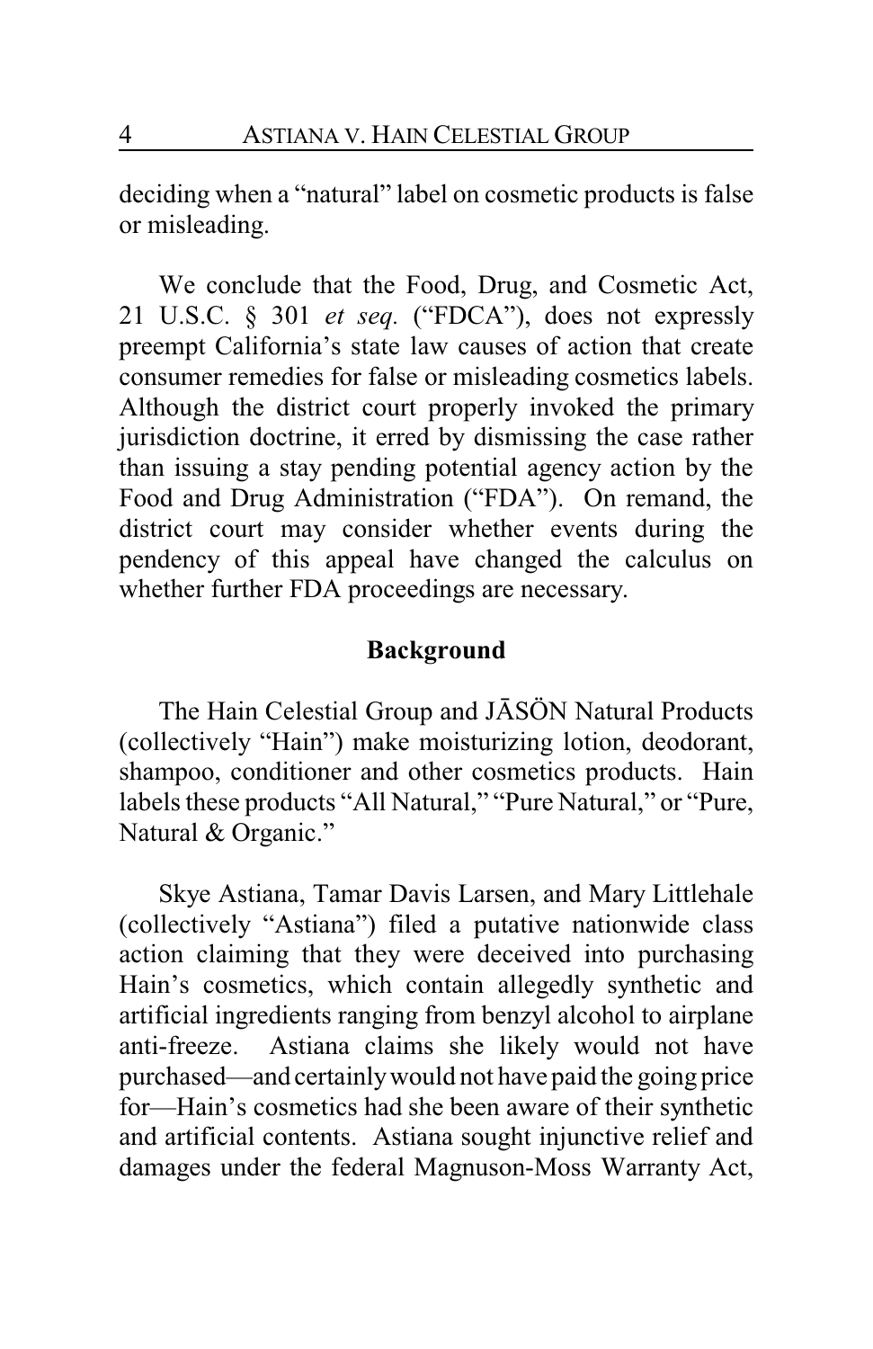deciding when a "natural" label on cosmetic products is false or misleading.

We conclude that the Food, Drug, and Cosmetic Act, 21 U.S.C. § 301 *et seq.* ("FDCA"), does not expressly preempt California's state law causes of action that create consumer remedies for false or misleading cosmetics labels. Although the district court properly invoked the primary jurisdiction doctrine, it erred by dismissing the case rather than issuing a stay pending potential agency action by the Food and Drug Administration ("FDA"). On remand, the district court may consider whether events during the pendency of this appeal have changed the calculus on whether further FDA proceedings are necessary.

## Background

The Hain Celestial Group and JĀSÖN Natural Products (collectively "Hain") make moisturizing lotion, deodorant, shampoo, conditioner and other cosmetics products. Hain labels these products "All Natural," "Pure Natural," or "Pure, Natural & Organic."

Skye Astiana, Tamar Davis Larsen, and Mary Littlehale (collectively "Astiana") filed a putative nationwide class action claiming that they were deceived into purchasing Hain's cosmetics, which contain allegedly synthetic and artificial ingredients ranging from benzyl alcohol to airplane anti-freeze. Astiana claims she likely would not have purchased—and certainly would not have paid the going price for—Hain's cosmetics had she been aware of their synthetic and artificial contents. Astiana sought injunctive relief and damages under the federal Magnuson-Moss Warranty Act,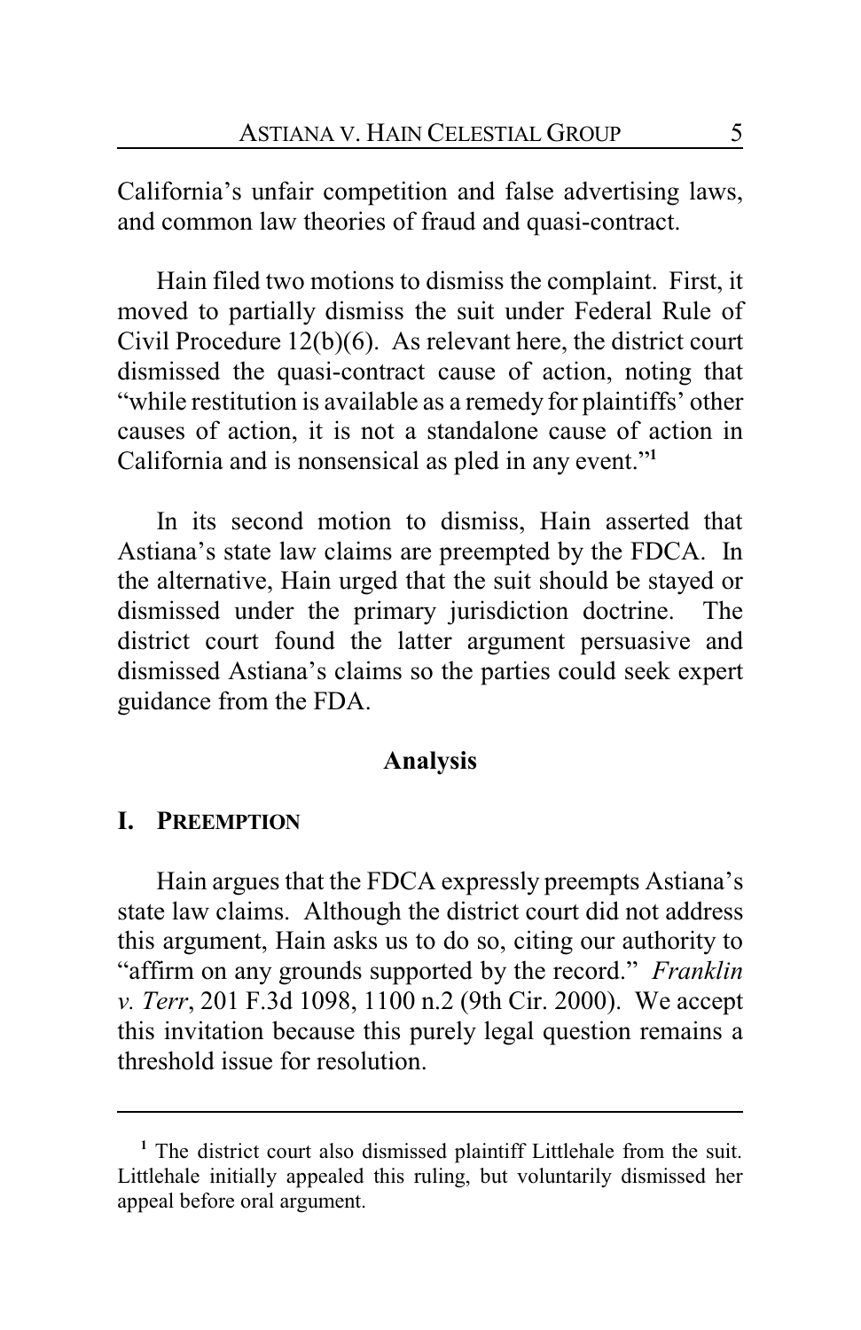California's unfair competition and false advertising laws, and common law theories of fraud and quasi-contract.

Hain filed two motions to dismiss the complaint. First, it moved to partially dismiss the suit under Federal Rule of Civil Procedure 12(b)(6). As relevant here, the district court dismissed the quasi-contract cause of action, noting that "while restitution is available as a remedy for plaintiffs' other causes of action, it is not a standalone cause of action in California and is nonsensical as pled in any event."[1]

In its second motion to dismiss, Hain asserted that Astiana's state law claims are preempted by the FDCA. In the alternative, Hain urged that the suit should be stayed or dismissed under the primary jurisdiction doctrine. The district court found the latter argument persuasive and dismissed Astiana's claims so the parties could seek expert guidance from the FDA.

## Analysis

### I. Preemption

Hain argues that the FDCA expressly preempts Astiana's state law claims. Although the district court did not address this argument, Hain asks us to do so, citing our authority to "affirm on any grounds supported by the record." *Franklin v. Terr*, 201 F.3d 1098, 1100 n.2 (9th Cir. 2000). We accept this invitation because this purely legal question remains a threshold issue for resolution.

---

[1] The district court also dismissed plaintiff Littlehale from the suit. Littlehale initially appealed this ruling, but voluntarily dismissed her appeal before oral argument.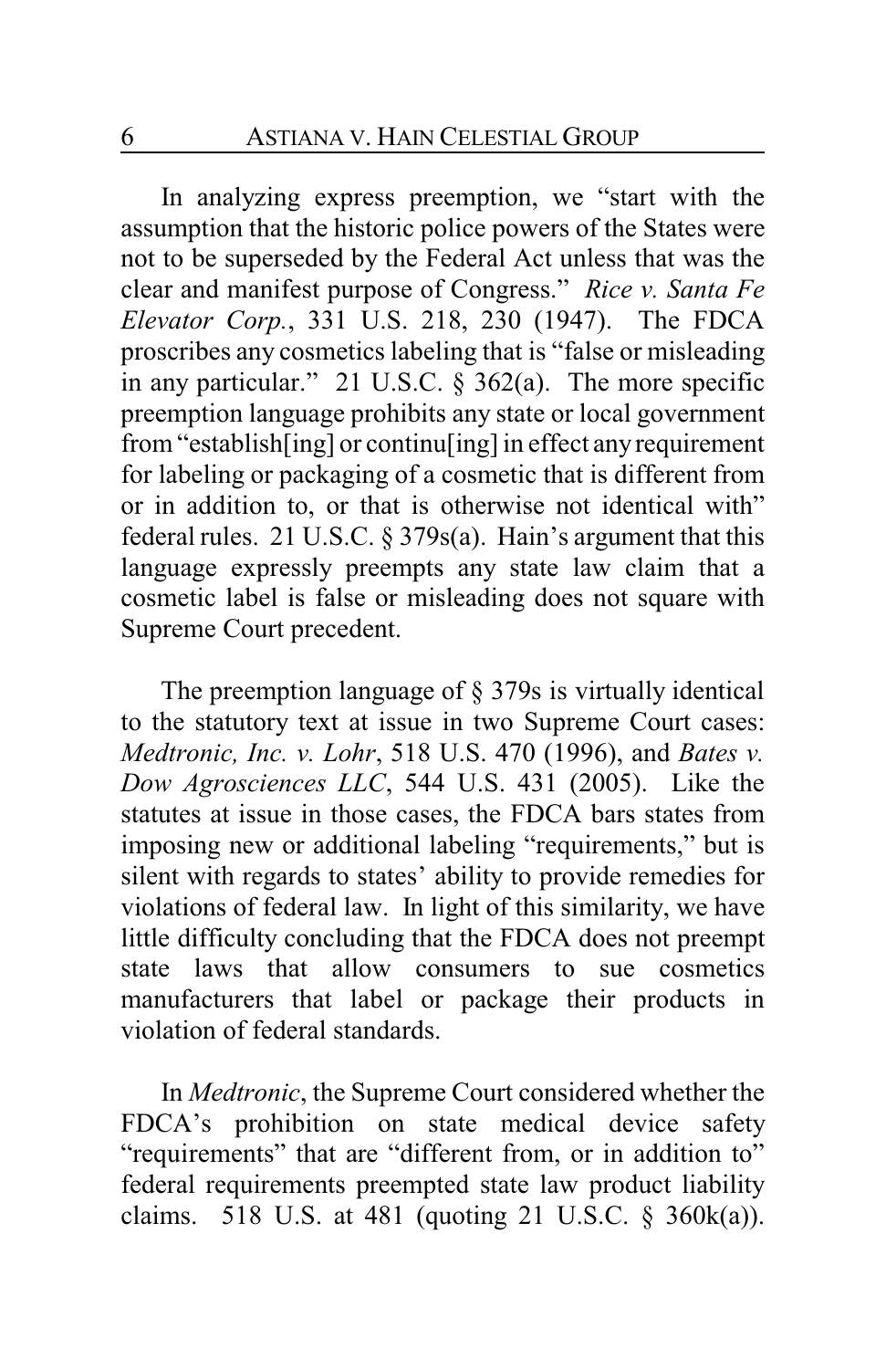In analyzing express preemption, we "start with the assumption that the historic police powers of the States were not to be superseded by the Federal Act unless that was the clear and manifest purpose of Congress." *Rice v. Santa Fe Elevator Corp.*, 331 U.S. 218, 230 (1947). The FDCA proscribes any cosmetics labeling that is "false or misleading in any particular." 21 U.S.C. § 362(a). The more specific preemption language prohibits any state or local government from "establish[ing] or continu[ing] in effect any requirement for labeling or packaging of a cosmetic that is different from or in addition to, or that is otherwise not identical with" federal rules. 21 U.S.C. § 379s(a). Hain's argument that this language expressly preempts any state law claim that a cosmetic label is false or misleading does not square with Supreme Court precedent.

The preemption language of § 379s is virtually identical to the statutory text at issue in two Supreme Court cases: *Medtronic, Inc. v. Lohr*, 518 U.S. 470 (1996), and *Bates v. Dow Agrosciences LLC*, 544 U.S. 431 (2005). Like the statutes at issue in those cases, the FDCA bars states from imposing new or additional labeling "requirements," but is silent with regards to states' ability to provide remedies for violations of federal law. In light of this similarity, we have little difficulty concluding that the FDCA does not preempt state laws that allow consumers to sue cosmetics manufacturers that label or package their products in violation of federal standards.

In *Medtronic*, the Supreme Court considered whether the FDCA's prohibition on state medical device safety "requirements" that are "different from, or in addition to" federal requirements preempted state law product liability claims. 518 U.S. at 481 (quoting 21 U.S.C. § 360k(a)).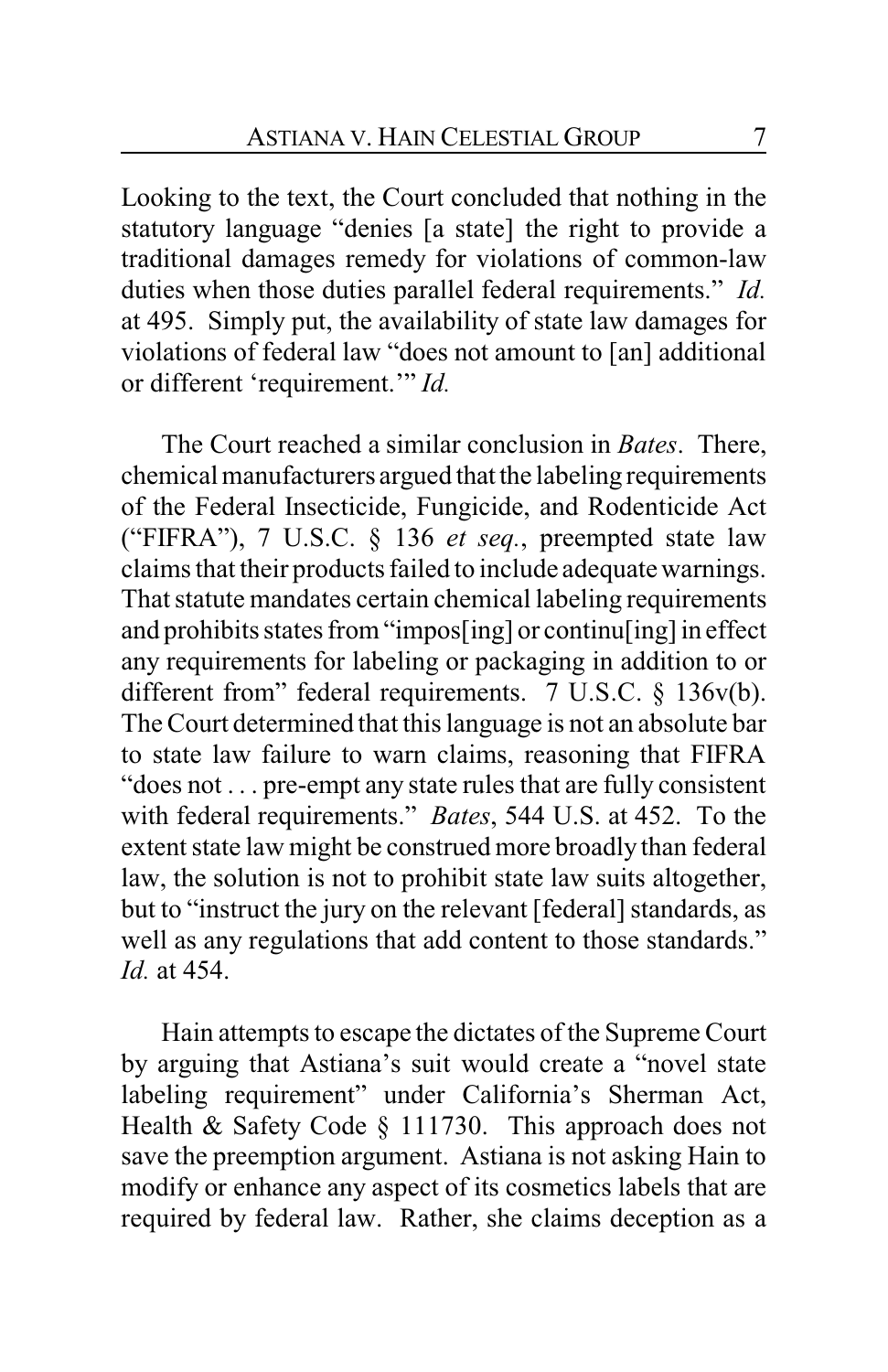Looking to the text, the Court concluded that nothing in the statutory language "denies [a state] the right to provide a traditional damages remedy for violations of common-law duties when those duties parallel federal requirements." *Id.* at 495. Simply put, the availability of state law damages for violations of federal law "does not amount to [an] additional or different 'requirement.'" *Id.*

The Court reached a similar conclusion in *Bates*. There, chemical manufacturers argued that the labeling requirements of the Federal Insecticide, Fungicide, and Rodenticide Act ("FIFRA"), 7 U.S.C. § 136 *et seq.*, preempted state law claims that their products failed to include adequate warnings. That statute mandates certain chemical labeling requirements and prohibits states from "impos[ing] or continu[ing] in effect any requirements for labeling or packaging in addition to or different from" federal requirements. 7 U.S.C. § 136v(b). The Court determined that this language is not an absolute bar to state law failure to warn claims, reasoning that FIFRA "does not . . . pre-empt any state rules that are fully consistent with federal requirements." *Bates*, 544 U.S. at 452. To the extent state law might be construed more broadly than federal law, the solution is not to prohibit state law suits altogether, but to "instruct the jury on the relevant [federal] standards, as well as any regulations that add content to those standards." *Id.* at 454.

Hain attempts to escape the dictates of the Supreme Court by arguing that Astiana's suit would create a "novel state labeling requirement" under California's Sherman Act, Health & Safety Code § 111730. This approach does not save the preemption argument. Astiana is not asking Hain to modify or enhance any aspect of its cosmetics labels that are required by federal law. Rather, she claims deception as a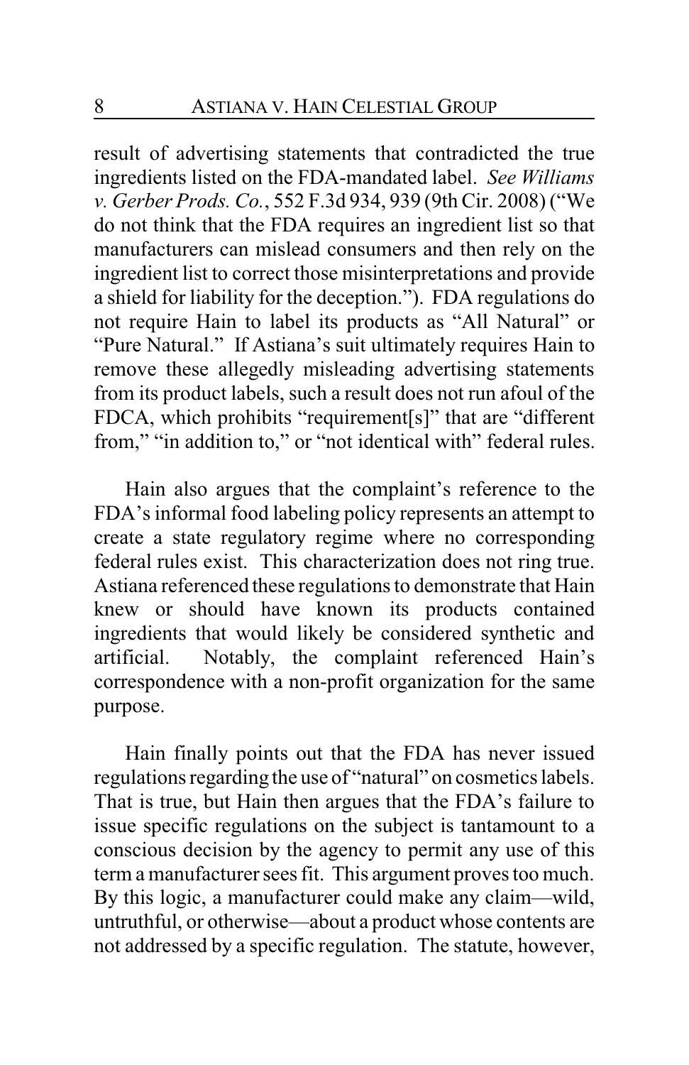result of advertising statements that contradicted the true ingredients listed on the FDA-mandated label. *See Williams v. Gerber Prods. Co.*, 552 F.3d 934, 939 (9th Cir. 2008) ("We do not think that the FDA requires an ingredient list so that manufacturers can mislead consumers and then rely on the ingredient list to correct those misinterpretations and provide a shield for liability for the deception."). FDA regulations do not require Hain to label its products as "All Natural" or "Pure Natural." If Astiana's suit ultimately requires Hain to remove these allegedly misleading advertising statements from its product labels, such a result does not run afoul of the FDCA, which prohibits "requirement[s]" that are "different from," "in addition to," or "not identical with" federal rules.

Hain also argues that the complaint's reference to the FDA's informal food labeling policy represents an attempt to create a state regulatory regime where no corresponding federal rules exist. This characterization does not ring true. Astiana referenced these regulations to demonstrate that Hain knew or should have known its products contained ingredients that would likely be considered synthetic and artificial. Notably, the complaint referenced Hain's correspondence with a non-profit organization for the same purpose.

Hain finally points out that the FDA has never issued regulations regarding the use of "natural" on cosmetics labels. That is true, but Hain then argues that the FDA's failure to issue specific regulations on the subject is tantamount to a conscious decision by the agency to permit any use of this term a manufacturer sees fit. This argument proves too much. By this logic, a manufacturer could make any claim—wild, untruthful, or otherwise—about a product whose contents are not addressed by a specific regulation. The statute, however,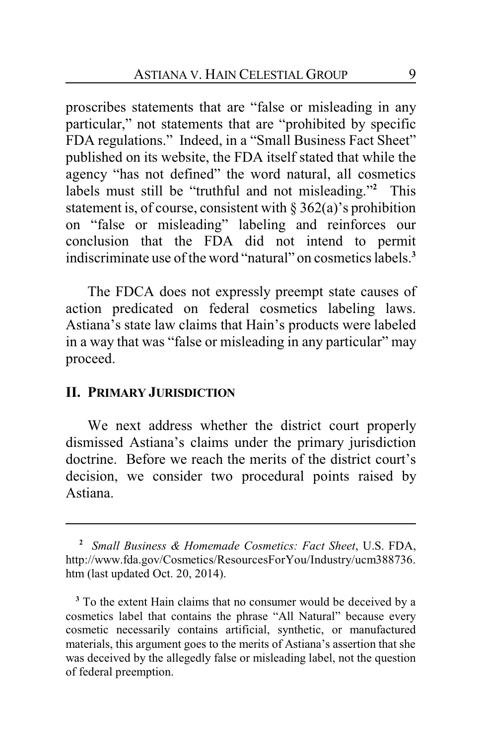proscribes statements that are "false or misleading in any particular," not statements that are "prohibited by specific FDA regulations." Indeed, in a "Small Business Fact Sheet" published on its website, the FDA itself stated that while the agency "has not defined" the word natural, all cosmetics labels must still be "truthful and not misleading."[2] This statement is, of course, consistent with § 362(a)'s prohibition on "false or misleading" labeling and reinforces our conclusion that the FDA did not intend to permit indiscriminate use of the word "natural" on cosmetics labels.[3]

The FDCA does not expressly preempt state causes of action predicated on federal cosmetics labeling laws. Astiana's state law claims that Hain's products were labeled in a way that was "false or misleading in any particular" may proceed.

## II. PRIMARY JURISDICTION

We next address whether the district court properly dismissed Astiana's claims under the primary jurisdiction doctrine. Before we reach the merits of the district court's decision, we consider two procedural points raised by Astiana.

---

[2] *Small Business & Homemade Cosmetics: Fact Sheet*, U.S. FDA, http://www.fda.gov/Cosmetics/ResourcesForYou/Industry/ucm388736.htm (last updated Oct. 20, 2014).

[3] To the extent Hain claims that no consumer would be deceived by a cosmetics label that contains the phrase "All Natural" because every cosmetic necessarily contains artificial, synthetic, or manufactured materials, this argument goes to the merits of Astiana's assertion that she was deceived by the allegedly false or misleading label, not the question of federal preemption.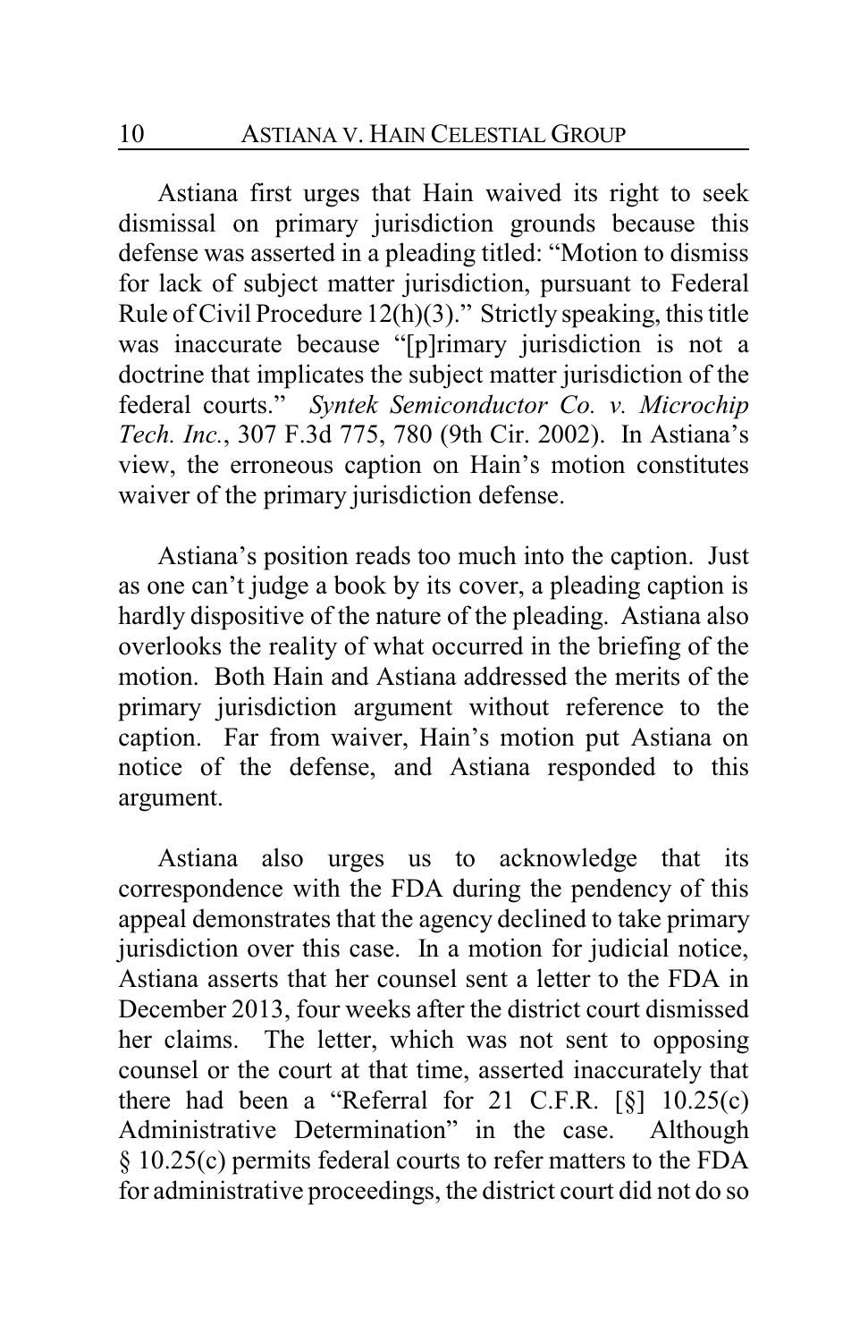Astiana first urges that Hain waived its right to seek dismissal on primary jurisdiction grounds because this defense was asserted in a pleading titled: "Motion to dismiss for lack of subject matter jurisdiction, pursuant to Federal Rule of Civil Procedure 12(h)(3)." Strictly speaking, this title was inaccurate because "[p]rimary jurisdiction is not a doctrine that implicates the subject matter jurisdiction of the federal courts." *Syntek Semiconductor Co. v. Microchip Tech. Inc.*, 307 F.3d 775, 780 (9th Cir. 2002). In Astiana's view, the erroneous caption on Hain's motion constitutes waiver of the primary jurisdiction defense.

Astiana's position reads too much into the caption. Just as one can't judge a book by its cover, a pleading caption is hardly dispositive of the nature of the pleading. Astiana also overlooks the reality of what occurred in the briefing of the motion. Both Hain and Astiana addressed the merits of the primary jurisdiction argument without reference to the caption. Far from waiver, Hain's motion put Astiana on notice of the defense, and Astiana responded to this argument.

Astiana also urges us to acknowledge that its correspondence with the FDA during the pendency of this appeal demonstrates that the agency declined to take primary jurisdiction over this case. In a motion for judicial notice, Astiana asserts that her counsel sent a letter to the FDA in December 2013, four weeks after the district court dismissed her claims. The letter, which was not sent to opposing counsel or the court at that time, asserted inaccurately that there had been a "Referral for 21 C.F.R. [§] 10.25(c) Administrative Determination" in the case. Although § 10.25(c) permits federal courts to refer matters to the FDA for administrative proceedings, the district court did not do so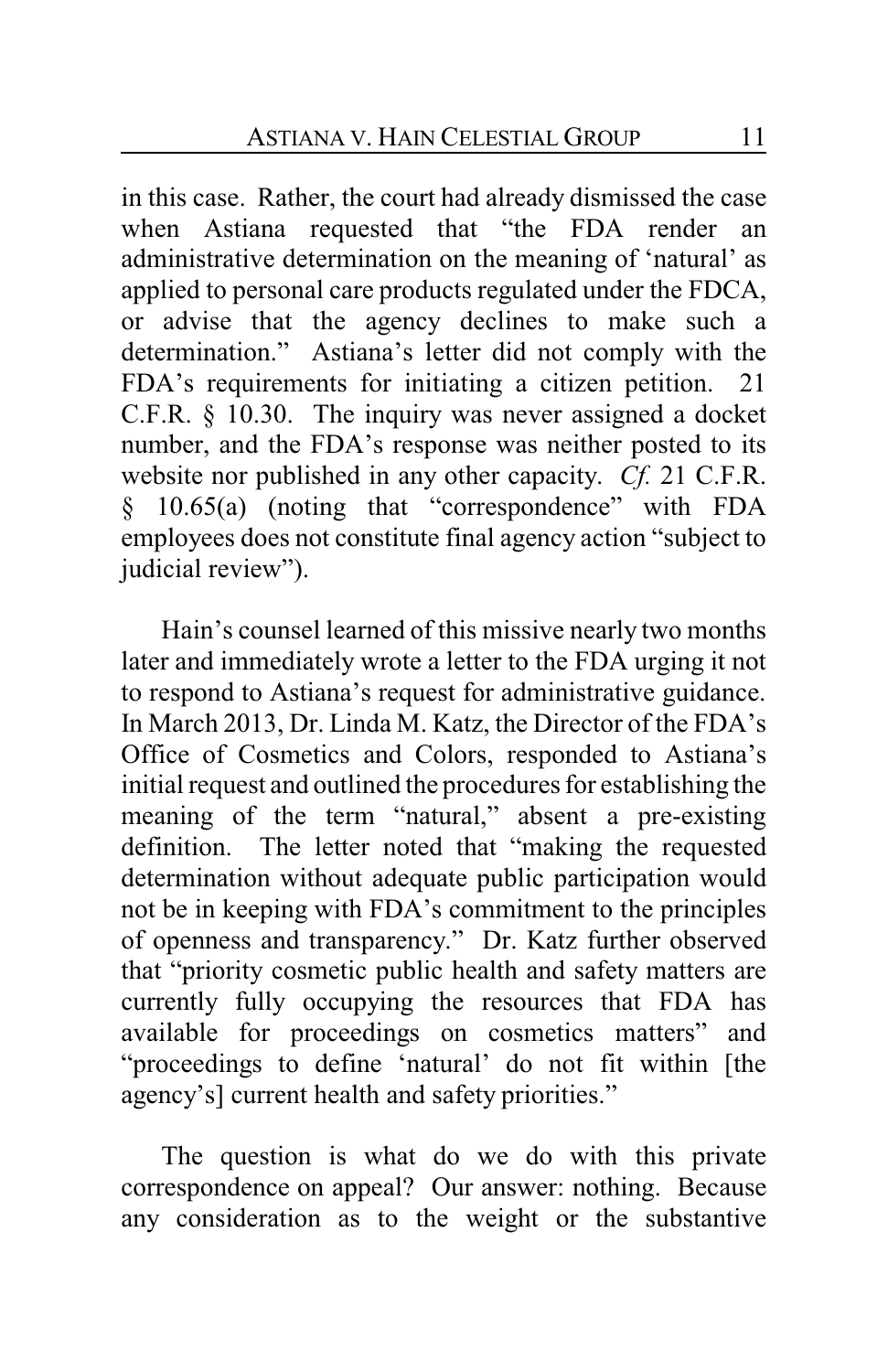in this case. Rather, the court had already dismissed the case when Astiana requested that "the FDA render an administrative determination on the meaning of 'natural' as applied to personal care products regulated under the FDCA, or advise that the agency declines to make such a determination." Astiana's letter did not comply with the FDA's requirements for initiating a citizen petition. 21 C.F.R. § 10.30. The inquiry was never assigned a docket number, and the FDA's response was neither posted to its website nor published in any other capacity. *Cf.* 21 C.F.R. § 10.65(a) (noting that "correspondence" with FDA employees does not constitute final agency action "subject to judicial review").

Hain's counsel learned of this missive nearly two months later and immediately wrote a letter to the FDA urging it not to respond to Astiana's request for administrative guidance. In March 2013, Dr. Linda M. Katz, the Director of the FDA's Office of Cosmetics and Colors, responded to Astiana's initial request and outlined the procedures for establishing the meaning of the term "natural," absent a pre-existing definition. The letter noted that "making the requested determination without adequate public participation would not be in keeping with FDA's commitment to the principles of openness and transparency." Dr. Katz further observed that "priority cosmetic public health and safety matters are currently fully occupying the resources that FDA has available for proceedings on cosmetics matters" and "proceedings to define 'natural' do not fit within [the agency's] current health and safety priorities."

The question is what do we do with this private correspondence on appeal? Our answer: nothing. Because any consideration as to the weight or the substantive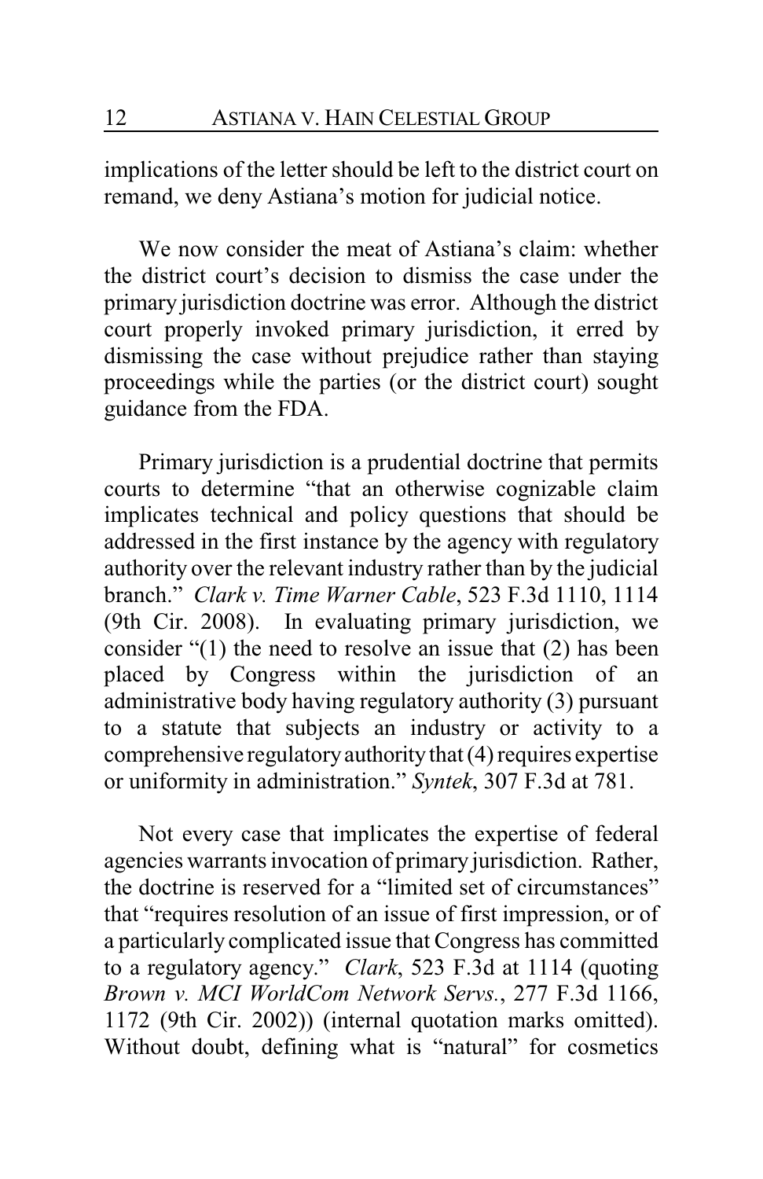implications of the letter should be left to the district court on remand, we deny Astiana's motion for judicial notice.

We now consider the meat of Astiana's claim: whether the district court's decision to dismiss the case under the primary jurisdiction doctrine was error. Although the district court properly invoked primary jurisdiction, it erred by dismissing the case without prejudice rather than staying proceedings while the parties (or the district court) sought guidance from the FDA.

Primary jurisdiction is a prudential doctrine that permits courts to determine "that an otherwise cognizable claim implicates technical and policy questions that should be addressed in the first instance by the agency with regulatory authority over the relevant industry rather than by the judicial branch." *Clark v. Time Warner Cable*, 523 F.3d 1110, 1114 (9th Cir. 2008). In evaluating primary jurisdiction, we consider "(1) the need to resolve an issue that (2) has been placed by Congress within the jurisdiction of an administrative body having regulatory authority (3) pursuant to a statute that subjects an industry or activity to a comprehensive regulatory authority that (4) requires expertise or uniformity in administration." *Syntek*, 307 F.3d at 781.

Not every case that implicates the expertise of federal agencies warrants invocation of primary jurisdiction. Rather, the doctrine is reserved for a "limited set of circumstances" that "requires resolution of an issue of first impression, or of a particularly complicated issue that Congress has committed to a regulatory agency." *Clark*, 523 F.3d at 1114 (quoting *Brown v. MCI WorldCom Network Servs.*, 277 F.3d 1166, 1172 (9th Cir. 2002)) (internal quotation marks omitted). Without doubt, defining what is "natural" for cosmetics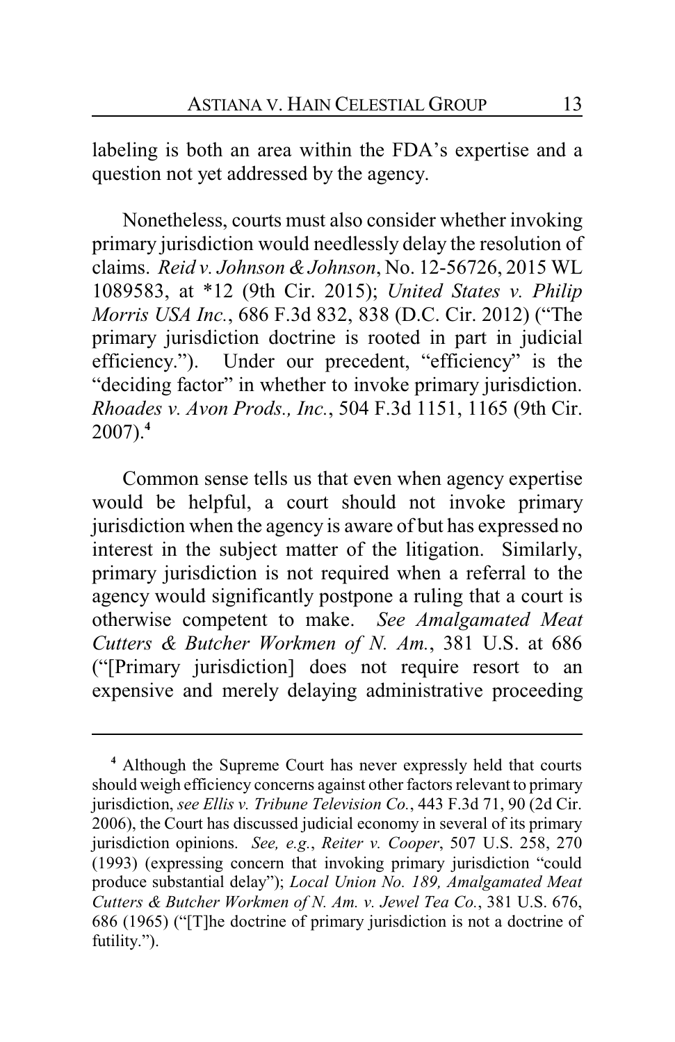labeling is both an area within the FDA's expertise and a question not yet addressed by the agency.

Nonetheless, courts must also consider whether invoking primary jurisdiction would needlessly delay the resolution of claims. *Reid v. Johnson & Johnson*, No. 12-56726, 2015 WL 1089583, at *12 (9th Cir. 2015); *United States v. Philip Morris USA Inc.*, 686 F.3d 832, 838 (D.C. Cir. 2012) ("The primary jurisdiction doctrine is rooted in part in judicial efficiency."). Under our precedent, "efficiency" is the "deciding factor" in whether to invoke primary jurisdiction. *Rhoades v. Avon Prods., Inc.*, 504 F.3d 1151, 1165 (9th Cir. 2007).[4]

Common sense tells us that even when agency expertise would be helpful, a court should not invoke primary jurisdiction when the agency is aware of but has expressed no interest in the subject matter of the litigation. Similarly, primary jurisdiction is not required when a referral to the agency would significantly postpone a ruling that a court is otherwise competent to make. *See Amalgamated Meat Cutters & Butcher Workmen of N. Am.*, 381 U.S. at 686 ("[Primary jurisdiction] does not require resort to an expensive and merely delaying administrative proceeding

---

[4] Although the Supreme Court has never expressly held that courts should weigh efficiency concerns against other factors relevant to primary jurisdiction, *see Ellis v. Tribune Television Co.*, 443 F.3d 71, 90 (2d Cir. 2006), the Court has discussed judicial economy in several of its primary jurisdiction opinions. *See, e.g.*, *Reiter v. Cooper*, 507 U.S. 258, 270 (1993) (expressing concern that invoking primary jurisdiction "could produce substantial delay"); *Local Union No. 189, Amalgamated Meat Cutters & Butcher Workmen of N. Am. v. Jewel Tea Co.*, 381 U.S. 676, 686 (1965) ("[T]he doctrine of primary jurisdiction is not a doctrine of futility.").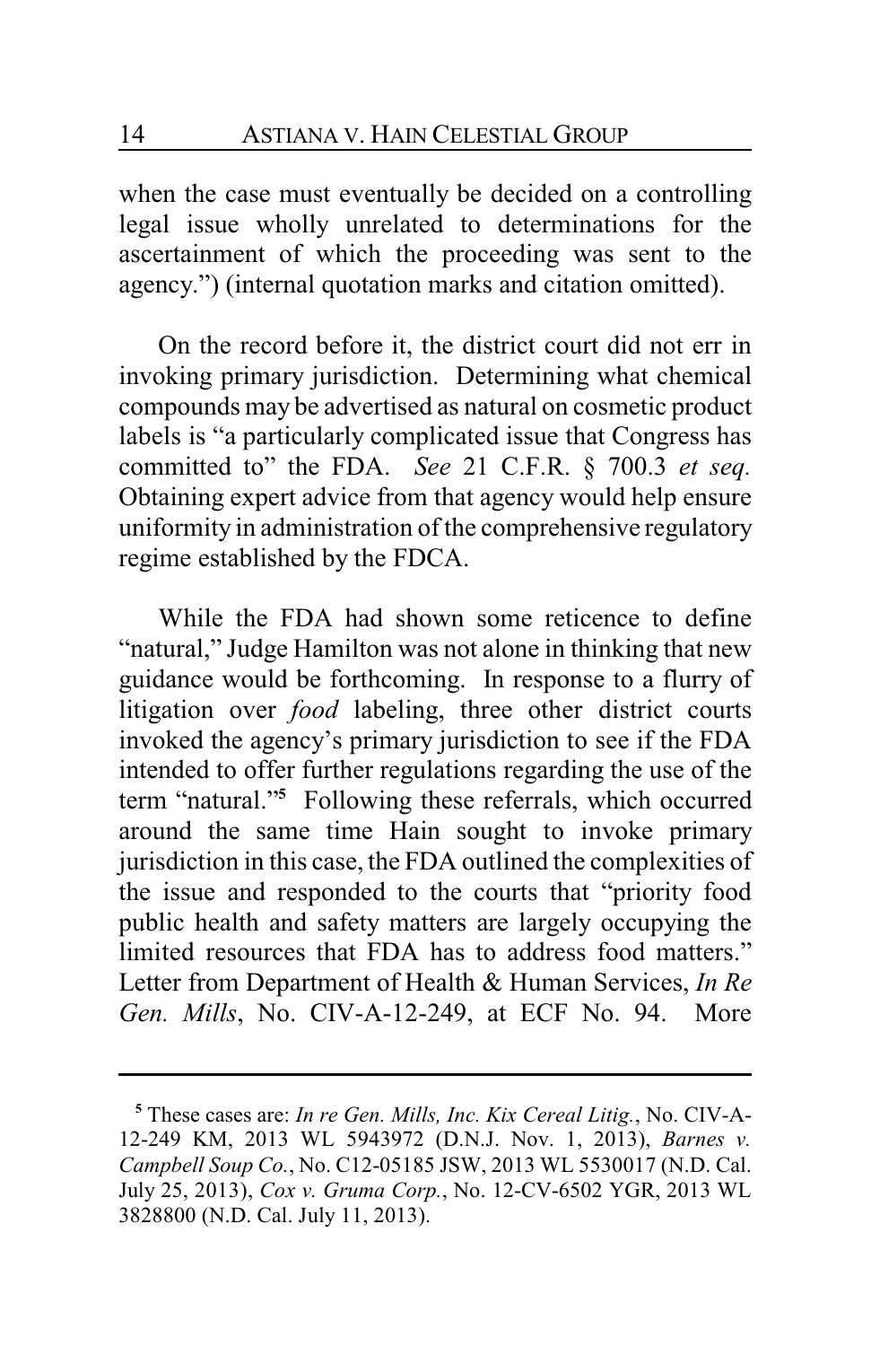when the case must eventually be decided on a controlling legal issue wholly unrelated to determinations for the ascertainment of which the proceeding was sent to the agency.") (internal quotation marks and citation omitted).

On the record before it, the district court did not err in invoking primary jurisdiction. Determining what chemical compounds may be advertised as natural on cosmetic product labels is "a particularly complicated issue that Congress has committed to" the FDA. *See* 21 C.F.R. § 700.3 *et seq.* Obtaining expert advice from that agency would help ensure uniformity in administration of the comprehensive regulatory regime established by the FDCA.

While the FDA had shown some reticence to define "natural," Judge Hamilton was not alone in thinking that new guidance would be forthcoming. In response to a flurry of litigation over *food* labeling, three other district courts invoked the agency's primary jurisdiction to see if the FDA intended to offer further regulations regarding the use of the term "natural."[5] Following these referrals, which occurred around the same time Hain sought to invoke primary jurisdiction in this case, the FDA outlined the complexities of the issue and responded to the courts that "priority food public health and safety matters are largely occupying the limited resources that FDA has to address food matters." Letter from Department of Health & Human Services, *In Re Gen. Mills*, No. CIV-A-12-249, at ECF No. 94. More

---

[5] These cases are: *In re Gen. Mills, Inc. Kix Cereal Litig.*, No. CIV-A-12-249 KM, 2013 WL 5943972 (D.N.J. Nov. 1, 2013), *Barnes v. Campbell Soup Co.*, No. C12-05185 JSW, 2013 WL 5530017 (N.D. Cal. July 25, 2013), *Cox v. Gruma Corp.*, No. 12-CV-6502 YGR, 2013 WL 3828800 (N.D. Cal. July 11, 2013).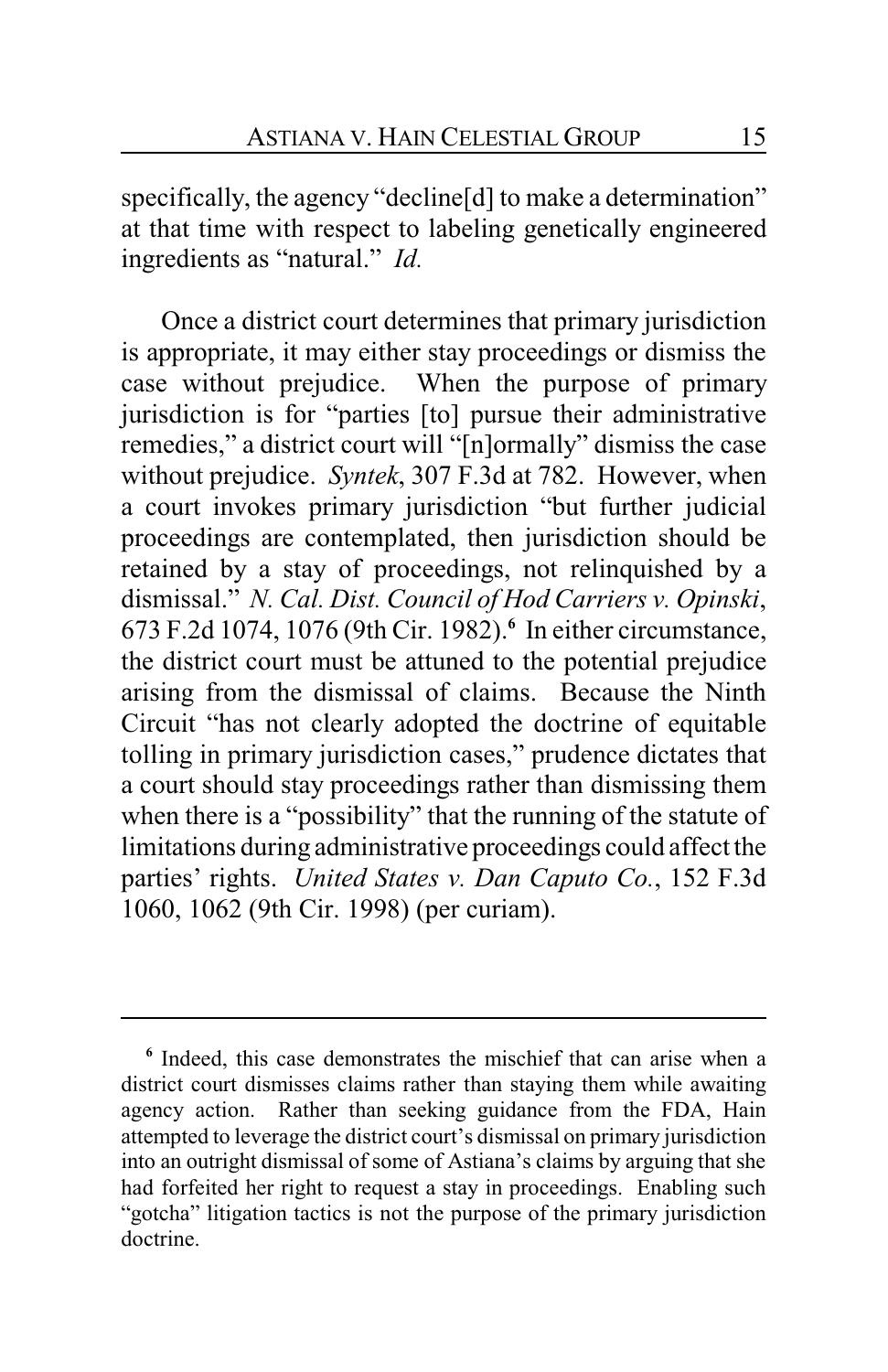specifically, the agency "decline[d] to make a determination" at that time with respect to labeling genetically engineered ingredients as "natural." *Id.*

Once a district court determines that primary jurisdiction is appropriate, it may either stay proceedings or dismiss the case without prejudice. When the purpose of primary jurisdiction is for "parties [to] pursue their administrative remedies," a district court will "[n]ormally" dismiss the case without prejudice. *Syntek*, 307 F.3d at 782. However, when a court invokes primary jurisdiction "but further judicial proceedings are contemplated, then jurisdiction should be retained by a stay of proceedings, not relinquished by a dismissal." *N. Cal. Dist. Council of Hod Carriers v. Opinski*, 673 F.2d 1074, 1076 (9th Cir. 1982).[6] In either circumstance, the district court must be attuned to the potential prejudice arising from the dismissal of claims. Because the Ninth Circuit "has not clearly adopted the doctrine of equitable tolling in primary jurisdiction cases," prudence dictates that a court should stay proceedings rather than dismissing them when there is a "possibility" that the running of the statute of limitations during administrative proceedings could affect the parties' rights. *United States v. Dan Caputo Co.*, 152 F.3d 1060, 1062 (9th Cir. 1998) (per curiam).

---

[6] Indeed, this case demonstrates the mischief that can arise when a district court dismisses claims rather than staying them while awaiting agency action. Rather than seeking guidance from the FDA, Hain attempted to leverage the district court's dismissal on primary jurisdiction into an outright dismissal of some of Astiana's claims by arguing that she had forfeited her right to request a stay in proceedings. Enabling such "gotcha" litigation tactics is not the purpose of the primary jurisdiction doctrine.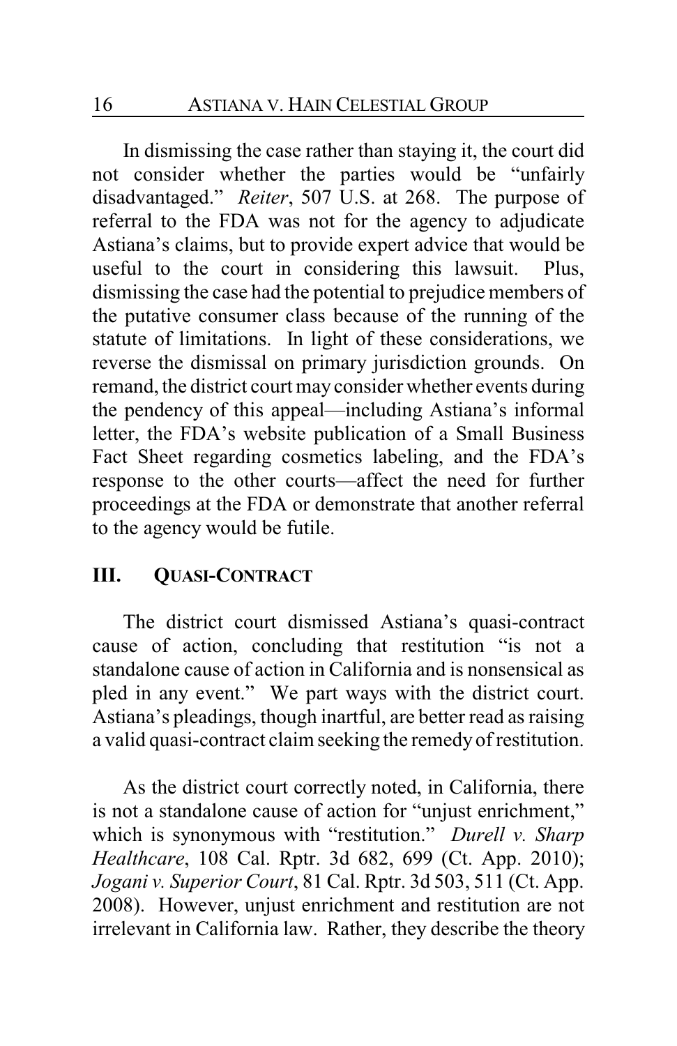In dismissing the case rather than staying it, the court did not consider whether the parties would be "unfairly disadvantaged." *Reiter*, 507 U.S. at 268. The purpose of referral to the FDA was not for the agency to adjudicate Astiana's claims, but to provide expert advice that would be useful to the court in considering this lawsuit. Plus, dismissing the case had the potential to prejudice members of the putative consumer class because of the running of the statute of limitations. In light of these considerations, we reverse the dismissal on primary jurisdiction grounds. On remand, the district court may consider whether events during the pendency of this appeal—including Astiana's informal letter, the FDA's website publication of a Small Business Fact Sheet regarding cosmetics labeling, and the FDA's response to the other courts—affect the need for further proceedings at the FDA or demonstrate that another referral to the agency would be futile.

## III. QUASI-CONTRACT

The district court dismissed Astiana's quasi-contract cause of action, concluding that restitution "is not a standalone cause of action in California and is nonsensical as pled in any event." We part ways with the district court. Astiana's pleadings, though inartful, are better read as raising a valid quasi-contract claim seeking the remedy of restitution.

As the district court correctly noted, in California, there is not a standalone cause of action for "unjust enrichment," which is synonymous with "restitution." *Durell v. Sharp Healthcare*, 108 Cal. Rptr. 3d 682, 699 (Ct. App. 2010); *Jogani v. Superior Court*, 81 Cal. Rptr. 3d 503, 511 (Ct. App. 2008). However, unjust enrichment and restitution are not irrelevant in California law. Rather, they describe the theory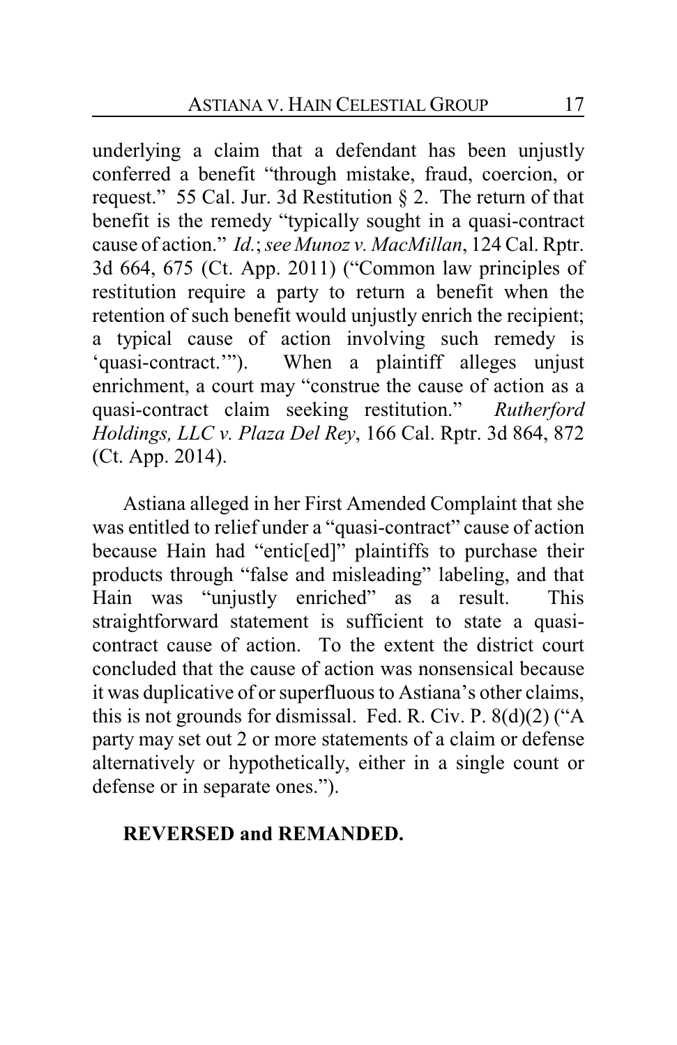underlying a claim that a defendant has been unjustly conferred a benefit "through mistake, fraud, coercion, or request." 55 Cal. Jur. 3d Restitution § 2. The return of that benefit is the remedy "typically sought in a quasi-contract cause of action." *Id.*; *see Munoz v. MacMillan*, 124 Cal. Rptr. 3d 664, 675 (Ct. App. 2011) ("Common law principles of restitution require a party to return a benefit when the retention of such benefit would unjustly enrich the recipient; a typical cause of action involving such remedy is 'quasi-contract.'"). When a plaintiff alleges unjust enrichment, a court may "construe the cause of action as a quasi-contract claim seeking restitution." *Rutherford Holdings, LLC v. Plaza Del Rey*, 166 Cal. Rptr. 3d 864, 872 (Ct. App. 2014).

Astiana alleged in her First Amended Complaint that she was entitled to relief under a "quasi-contract" cause of action because Hain had "entic[ed]" plaintiffs to purchase their products through "false and misleading" labeling, and that Hain was "unjustly enriched" as a result. This straightforward statement is sufficient to state a quasi-contract cause of action. To the extent the district court concluded that the cause of action was nonsensical because it was duplicative of or superfluous to Astiana's other claims, this is not grounds for dismissal. Fed. R. Civ. P. 8(d)(2) ("A party may set out 2 or more statements of a claim or defense alternatively or hypothetically, either in a single count or defense or in separate ones.").

**REVERSED and REMANDED.**